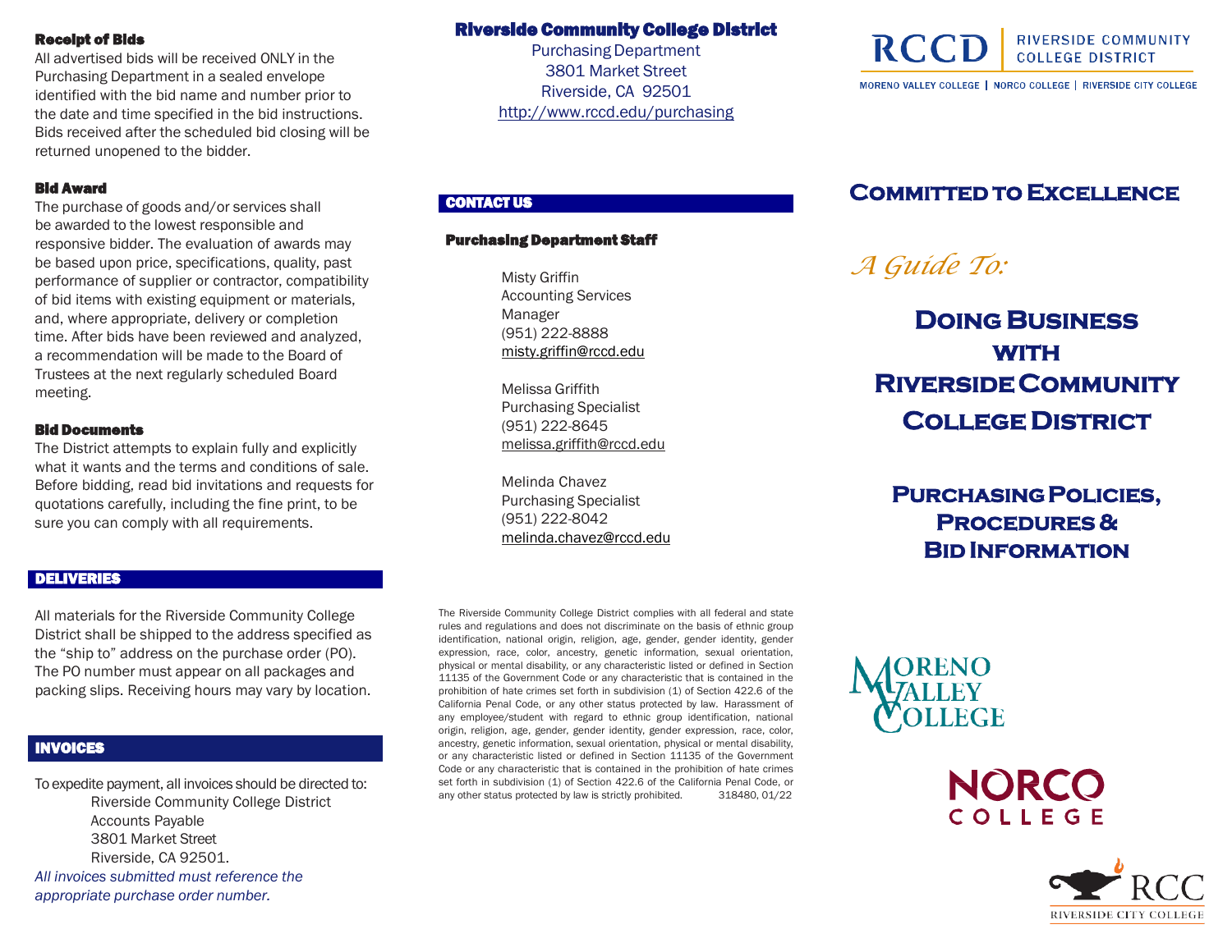### Receipt of Bids

All advertised bids will be received ONLY in the Purchasing Department in a sealed envelope identified with the bid name and number prior to the date and time specified in the bid instructions. Bids received after the scheduled bid closing will be returned unopened to the bidder.

### Bid Award

The purchase of goods and/or services shall be awarded to the lowest responsible and responsive bidder. The evaluation of awards may be based upon price, specifications, quality, past performance of supplier or contractor, compatibility of bid items with existing equipment or materials, and, where appropriate, delivery or completion time. After bids have been reviewed and analyzed, a recommendation will be made to the Board of Trustees at the next regularly scheduled Board meeting.

### Bid Documents

The District attempts to explain fully and explicitly what it wants and the terms and conditions of sale. Before bidding, read bid invitations and requests for quotations carefully, including the fine print, to be sure you can comply with all requirements.

## DELIVERIES

All materials for the Riverside Community College District shall be shipped to the address specified as the "ship to" address on the purchase order (PO). The PO number must appear on all packages and packing slips. Receiving hours may vary by location.

## INVOICES

To expedite payment, all invoices should be directed to:

Riverside Community College District
Accounts Payable
3801 Market Street
Riverside, CA 92501.

*All invoices submitted must reference the appropriate purchase order number.*

## Riverside Community College District

Purchasing Department
3801 Market Street
Riverside, CA 92501
http://www.rccd.edu/purchasing

## CONTACT US

### Purchasing Department Staff

Misty Griffin
Accounting Services Manager
(951) 222-8888
misty.griffin@rccd.edu

Melissa Griffith
Purchasing Specialist
(951) 222-8645
melissa.griffith@rccd.edu

Melinda Chavez
Purchasing Specialist
(951) 222-8042
melinda.chavez@rccd.edu

The Riverside Community College District complies with all federal and state rules and regulations and does not discriminate on the basis of ethnic group identification, national origin, religion, age, gender, gender identity, gender expression, race, color, ancestry, genetic information, sexual orientation, physical or mental disability, or any characteristic listed or defined in Section 11135 of the Government Code or any characteristic that is contained in the prohibition of hate crimes set forth in subdivision (1) of Section 422.6 of the California Penal Code, or any other status protected by law. Harassment of any employee/student with regard to ethnic group identification, national origin, religion, age, gender, gender identity, gender expression, race, color, ancestry, genetic information, sexual orientation, physical or mental disability, or any characteristic listed or defined in Section 11135 of the Government Code or any characteristic that is contained in the prohibition of hate crimes set forth in subdivision (1) of Section 422.6 of the California Penal Code, or any other status protected by law is strictly prohibited. 318480, 01/22

RCCD | RIVERSIDE COMMUNITY COLLEGE DISTRICT

MORENO VALLEY COLLEGE | NORCO COLLEGE | RIVERSIDE CITY COLLEGE

## Committed to Excellence

*A Guide To:*

# Doing Business with Riverside Community College District

## Purchasing Policies, Procedures & Bid Information

MORENO VALLEY COLLEGE

NORCO COLLEGE

RCC RIVERSIDE CITY COLLEGE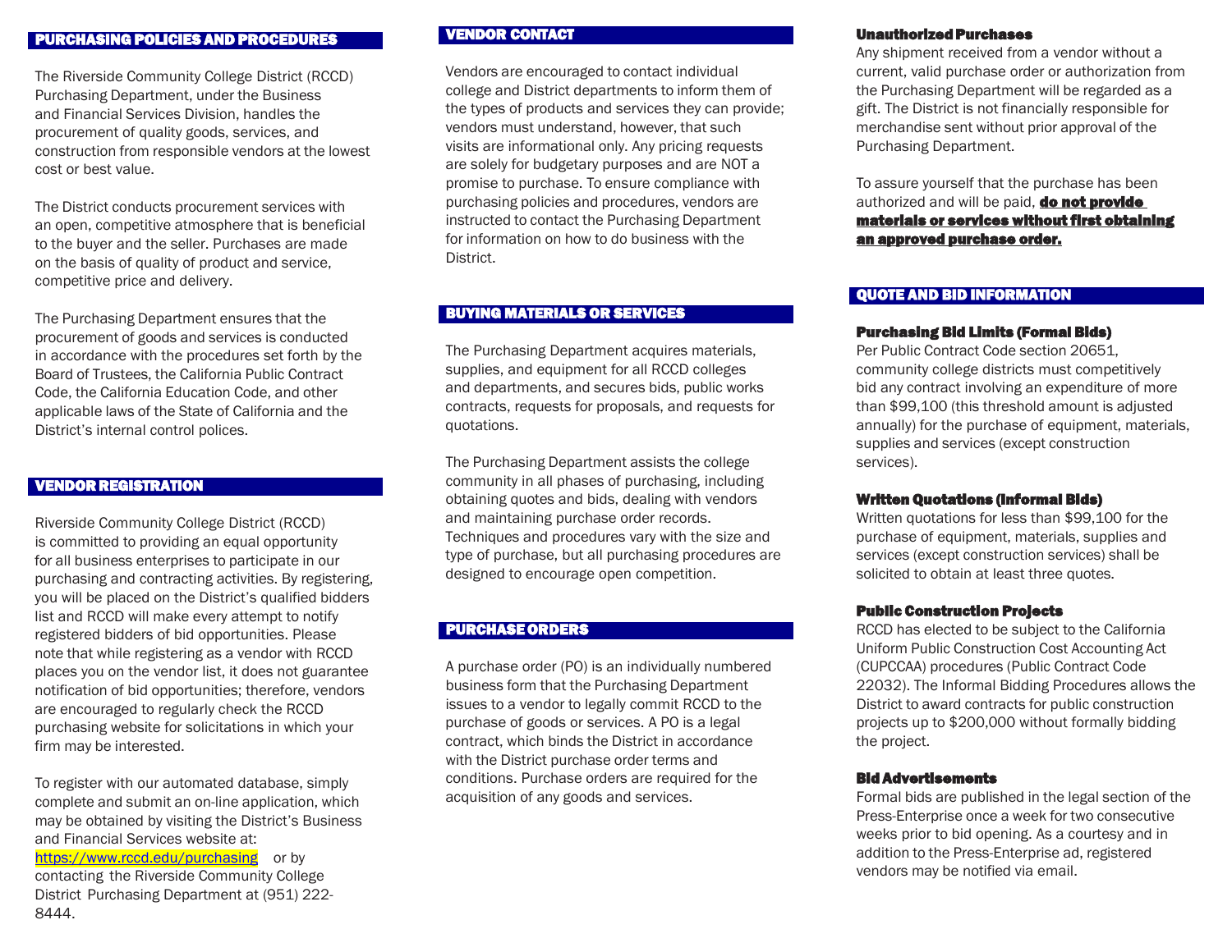## PURCHASING POLICIES AND PROCEDURES

The Riverside Community College District (RCCD) Purchasing Department, under the Business and Financial Services Division, handles the procurement of quality goods, services, and construction from responsible vendors at the lowest cost or best value.

The District conducts procurement services with an open, competitive atmosphere that is beneficial to the buyer and the seller. Purchases are made on the basis of quality of product and service, competitive price and delivery.

The Purchasing Department ensures that the procurement of goods and services is conducted in accordance with the procedures set forth by the Board of Trustees, the California Public Contract Code, the California Education Code, and other applicable laws of the State of California and the District's internal control polices.

## VENDOR REGISTRATION

Riverside Community College District (RCCD) is committed to providing an equal opportunity for all business enterprises to participate in our purchasing and contracting activities. By registering, you will be placed on the District's qualified bidders list and RCCD will make every attempt to notify registered bidders of bid opportunities. Please note that while registering as a vendor with RCCD places you on the vendor list, it does not guarantee notification of bid opportunities; therefore, vendors are encouraged to regularly check the RCCD purchasing website for solicitations in which your firm may be interested.

To register with our automated database, simply complete and submit an on-line application, which may be obtained by visiting the District's Business and Financial Services website at: https://www.rccd.edu/purchasing or by contacting the Riverside Community College District Purchasing Department at (951) 222-8444.

## VENDOR CONTACT

Vendors are encouraged to contact individual college and District departments to inform them of the types of products and services they can provide; vendors must understand, however, that such visits are informational only. Any pricing requests are solely for budgetary purposes and are NOT a promise to purchase. To ensure compliance with purchasing policies and procedures, vendors are instructed to contact the Purchasing Department for information on how to do business with the District.

## BUYING MATERIALS OR SERVICES

The Purchasing Department acquires materials, supplies, and equipment for all RCCD colleges and departments, and secures bids, public works contracts, requests for proposals, and requests for quotations.

The Purchasing Department assists the college community in all phases of purchasing, including obtaining quotes and bids, dealing with vendors and maintaining purchase order records. Techniques and procedures vary with the size and type of purchase, but all purchasing procedures are designed to encourage open competition.

## PURCHASE ORDERS

A purchase order (PO) is an individually numbered business form that the Purchasing Department issues to a vendor to legally commit RCCD to the purchase of goods or services. A PO is a legal contract, which binds the District in accordance with the District purchase order terms and conditions. Purchase orders are required for the acquisition of any goods and services.

### Unauthorized Purchases

Any shipment received from a vendor without a current, valid purchase order or authorization from the Purchasing Department will be regarded as a gift. The District is not financially responsible for merchandise sent without prior approval of the Purchasing Department.

To assure yourself that the purchase has been authorized and will be paid, **do not provide materials or services without first obtaining an approved purchase order.**

## QUOTE AND BID INFORMATION

### Purchasing Bid Limits (Formal Bids)

Per Public Contract Code section 20651, community college districts must competitively bid any contract involving an expenditure of more than $99,100 (this threshold amount is adjusted annually) for the purchase of equipment, materials, supplies and services (except construction services).

### Written Quotations (Informal Bids)

Written quotations for less than $99,100 for the purchase of equipment, materials, supplies and services (except construction services) shall be solicited to obtain at least three quotes.

### Public Construction Projects

RCCD has elected to be subject to the California Uniform Public Construction Cost Accounting Act (CUPCCAA) procedures (Public Contract Code 22032). The Informal Bidding Procedures allows the District to award contracts for public construction projects up to $200,000 without formally bidding the project.

### Bid Advertisements

Formal bids are published in the legal section of the Press-Enterprise once a week for two consecutive weeks prior to bid opening. As a courtesy and in addition to the Press-Enterprise ad, registered vendors may be notified via email.